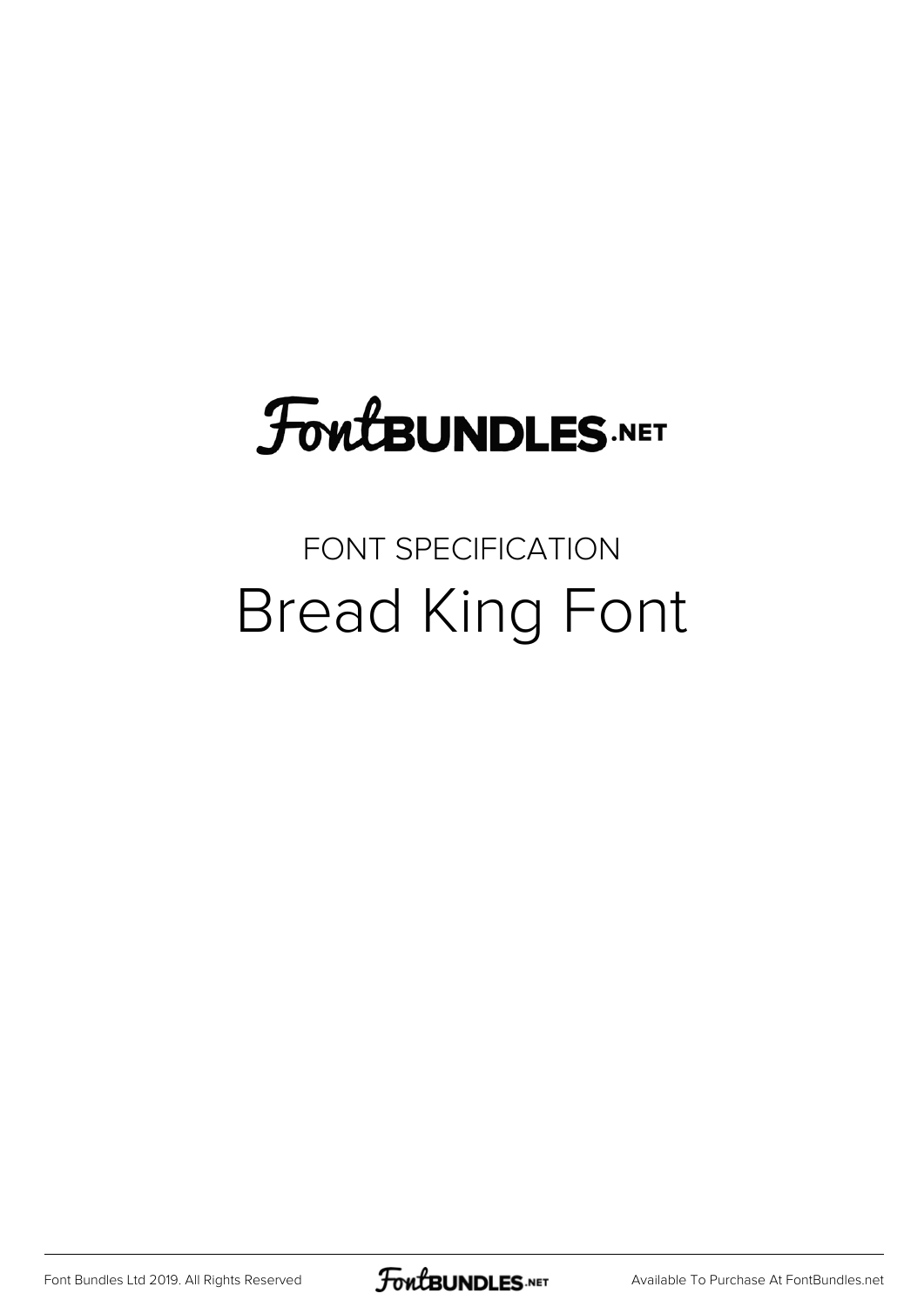FontBUNDLES.NET

FONT SPECIFICATION

# Bread King Font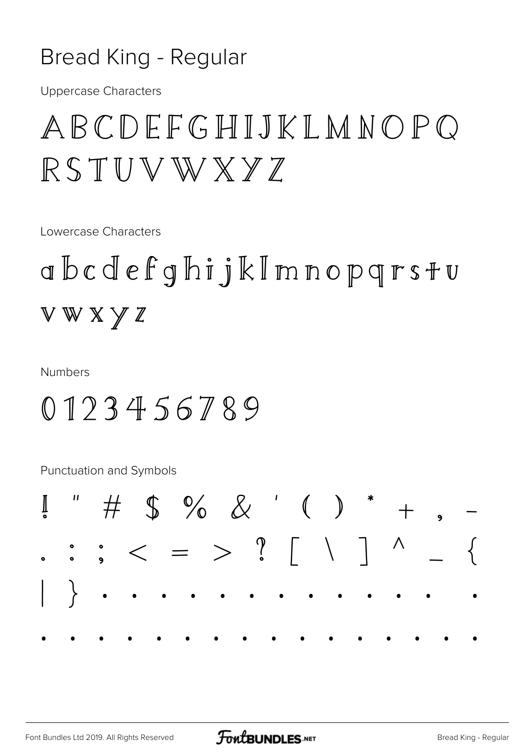# Bread King - Regular

Uppercase Characters

ABCDEFGHIJKLMNOPQ
RSTUVWXYZ

Lowercase Characters

abcdefghijklmnopqrstu
vwxyz

Numbers

0123456789

Punctuation and Symbols

! " # $ % & ' ( ) * + , -
. : ; < = > ? [ \ ] ^ _ {
| } • • • • • • • • • • • • •
• • • • • • • • • • • • • • • •

Font Bundles Ltd 2019. All Rights Reserved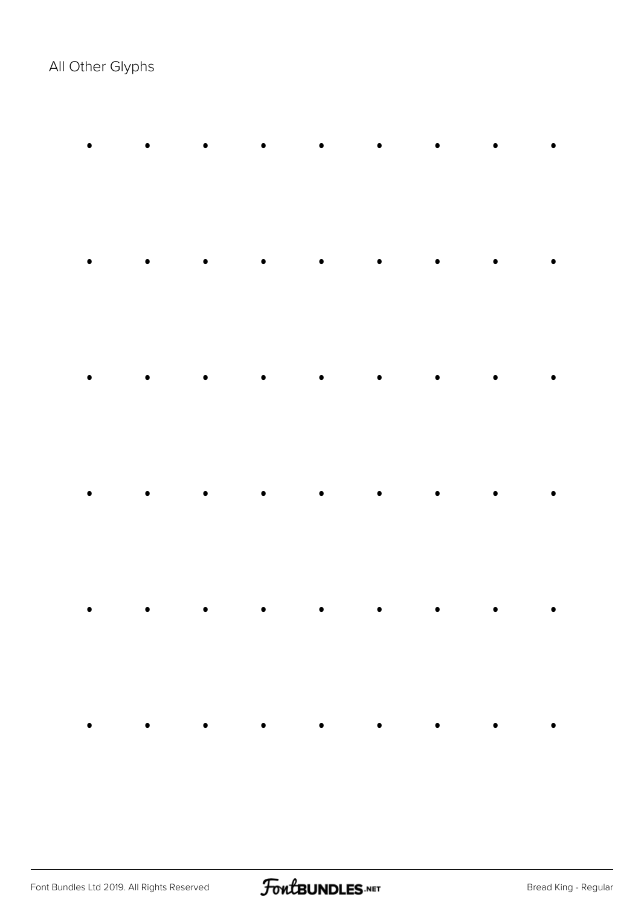All Other Glyphs

| • | • | • | • | • | • | • | • | • |
|---|---|---|---|---|---|---|---|---|
| • | • | • | • | • | • | • | • | • |
| • | • | • | • | • | • | • | • | • |
| • | • | • | • | • | • | • | • | • |
| • | • | • | • | • | • | • | • | • |
| • | • | • | • | • | • | • | • | • |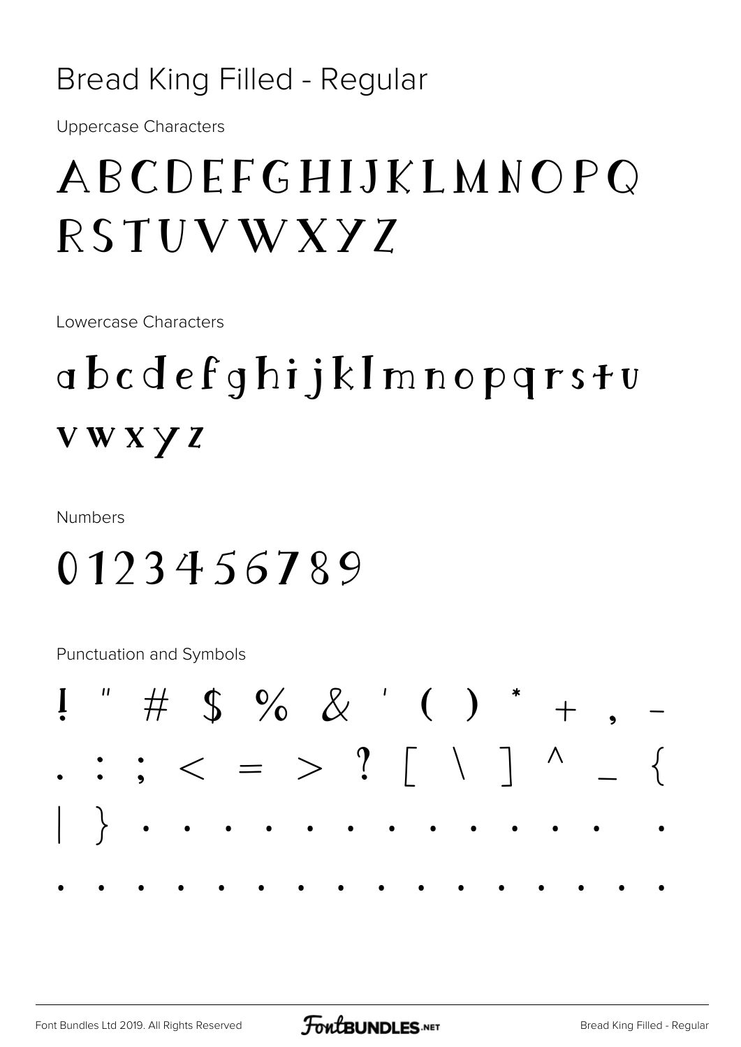# Bread King Filled - Regular

Uppercase Characters

ABCDEFGHIJKLMNOPQ RSTUVWXYZ

Lowercase Characters

abcdefghijklmnopqrstu vwxyz

Numbers

0123456789

Punctuation and Symbols

! " # $ % & ' ( ) * + , - . : ; < = > ? [ \ ] ^ _ { | } • • • • • • • • • • • • • • • • • • • • • • • • • • • • • •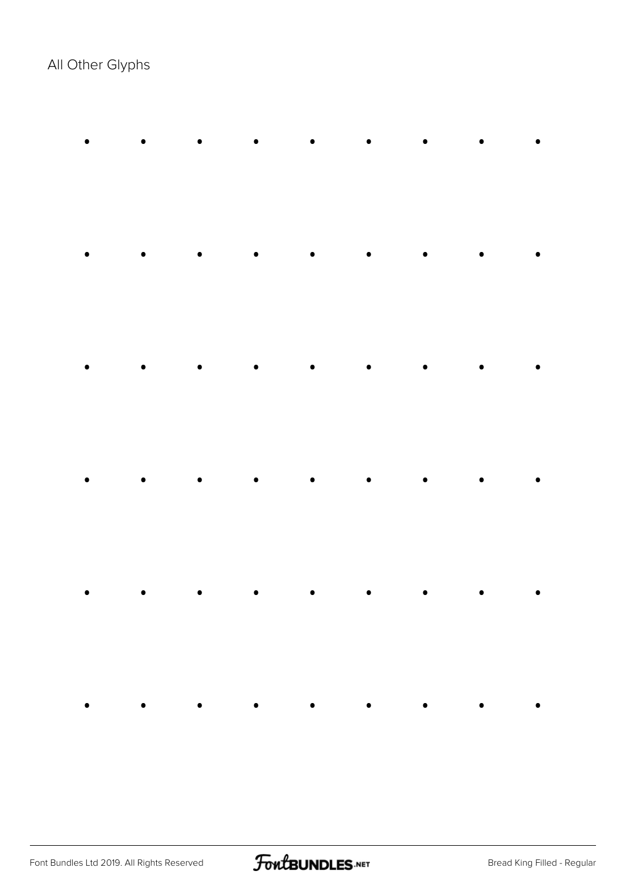All Other Glyphs

| | | | | | | | | |
|---|---|---|---|---|---|---|---|---|
| • | • | • | • | • | • | • | • | • |
| • | • | • | • | • | • | • | • | • |
| • | • | • | • | • | • | • | • | • |
| • | • | • | • | • | • | • | • | • |
| • | • | • | • | • | • | • | • | • |
| • | • | • | • | • | • | • | • | • |